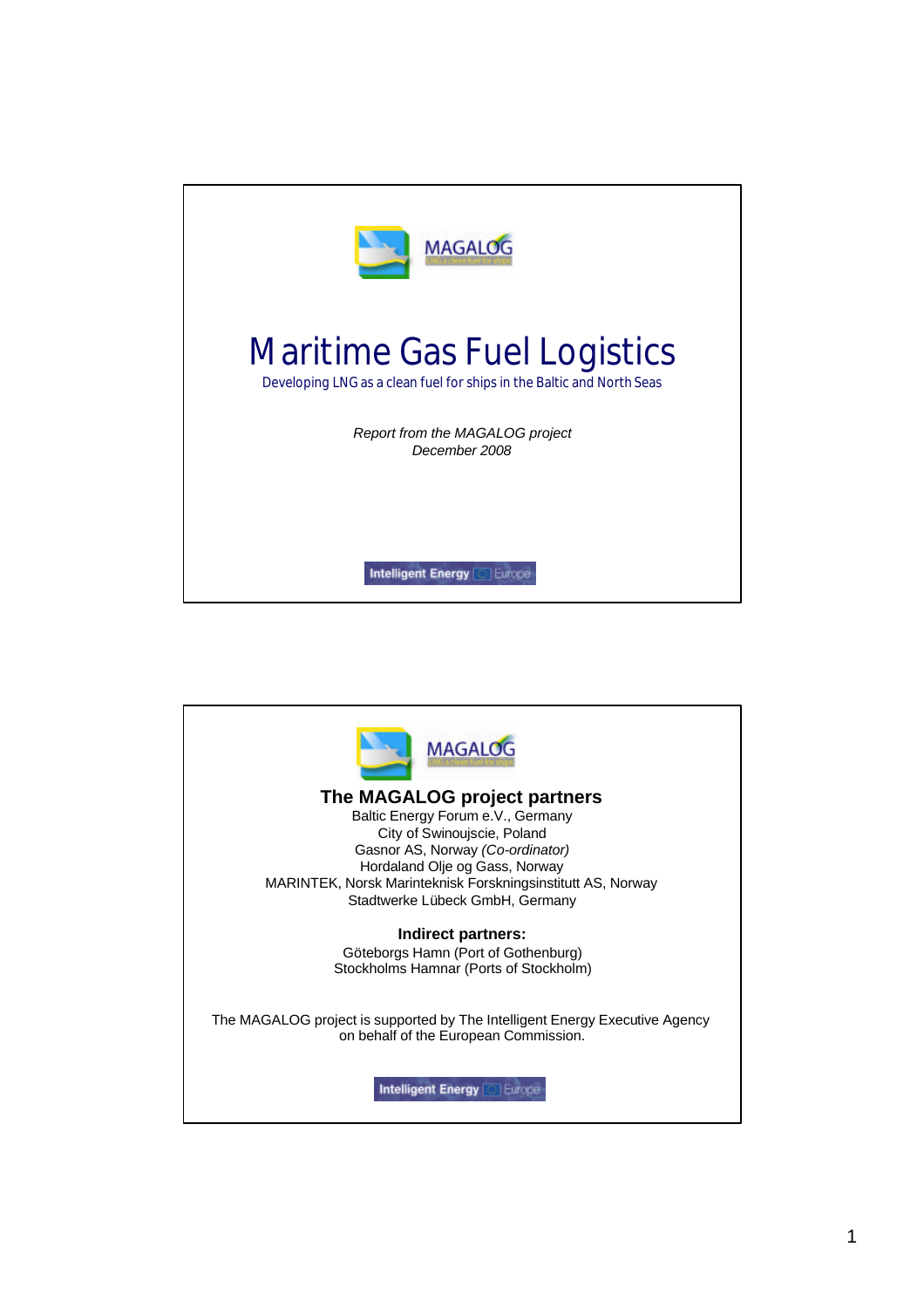MAGALOG

LNG a clean fuel for ships

# Maritime Gas Fuel Logistics

Developing LNG as a clean fuel for ships in the Baltic and North Seas

*Report from the MAGALOG project*
*December 2008*

Intelligent Energy Europe

---

MAGALOG

LNG a clean fuel for ships

## The MAGALOG project partners

Baltic Energy Forum e.V., Germany
City of Swinoujscie, Poland
Gasnor AS, Norway *(Co-ordinator)*
Hordaland Olje og Gass, Norway
MARINTEK, Norsk Marinteknisk Forskningsinstitutt AS, Norway
Stadtwerke Lübeck GmbH, Germany

### Indirect partners:

Göteborgs Hamn (Port of Gothenburg)
Stockholms Hamnar (Ports of Stockholm)

The MAGALOG project is supported by The Intelligent Energy Executive Agency on behalf of the European Commission.

Intelligent Energy Europe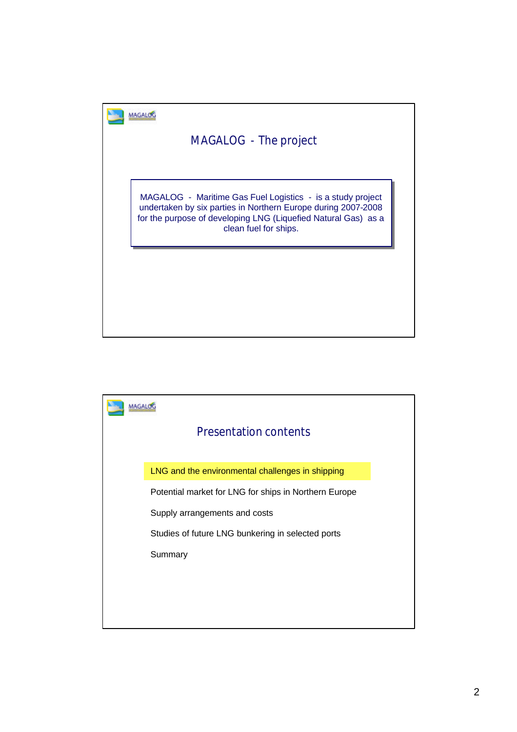MAGALOG

## MAGALOG - The project

MAGALOG - Maritime Gas Fuel Logistics - is a study project undertaken by six parties in Northern Europe during 2007-2008 for the purpose of developing LNG (Liquefied Natural Gas) as a clean fuel for ships.

MAGALOG

## Presentation contents

- LNG and the environmental challenges in shipping
- Potential market for LNG for ships in Northern Europe
- Supply arrangements and costs
- Studies of future LNG bunkering in selected ports
- Summary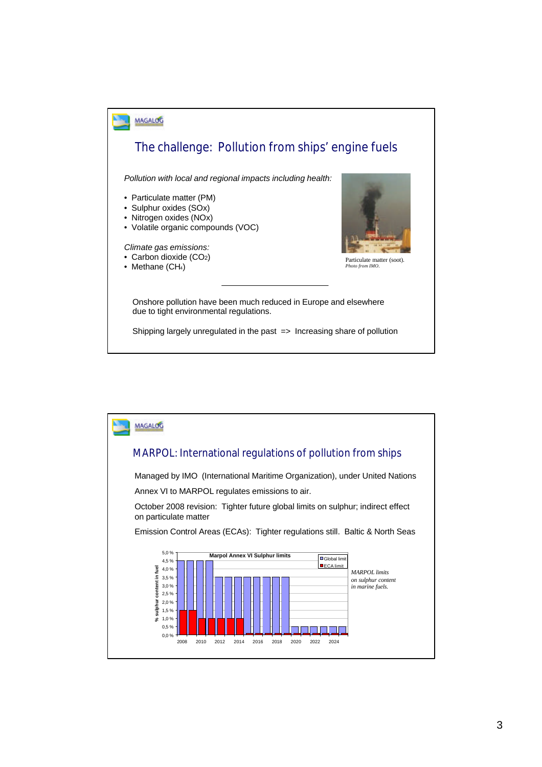## The challenge: Pollution from ships' engine fuels

*Pollution with local and regional impacts including health:*

- Particulate matter (PM)
- Sulphur oxides (SOx)
- Nitrogen oxides (NOx)
- Volatile organic compounds (VOC)

*Climate gas emissions:*

- Carbon dioxide ($CO_2$)
- Methane ($CH_4$)

Particulate matter (soot). *Photo from IMO.*

---

Onshore pollution have been much reduced in Europe and elsewhere due to tight environmental regulations.

Shipping largely unregulated in the past => Increasing share of pollution

## MARPOL: International regulations of pollution from ships

Managed by IMO (International Maritime Organization), under United Nations

Annex VI to MARPOL regulates emissions to air.

October 2008 revision: Tighter future global limits on sulphur; indirect effect on particulate matter

Emission Control Areas (ECAs): Tighter regulations still. Baltic & North Seas

**Marpol Annex VI Sulphur limits**

*MARPOL limits on sulphur content in marine fuels.*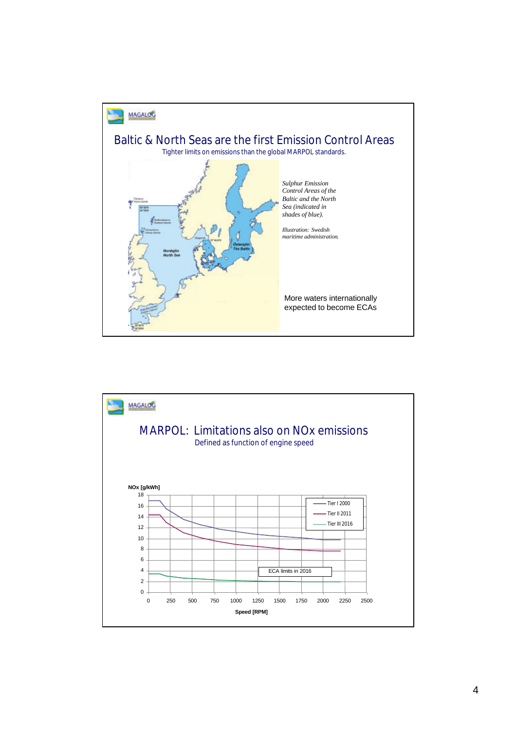MAGALOG

# Baltic & North Seas are the first Emission Control Areas

Tighter limits on emissions than the global MARPOL standards.

*Sulphur Emission Control Areas of the Baltic and the North Sea (indicated in shades of blue).*

*Illustration: Swedish maritime administration.*

More waters internationally expected to become ECAs

---

MAGALOG

# MARPOL: Limitations also on NOx emissions

Defined as function of engine speed

NOx [g/kWh]

- Tier I 2000
- Tier II 2011
- Tier III 2016

ECA limits in 2016

Speed [RPM]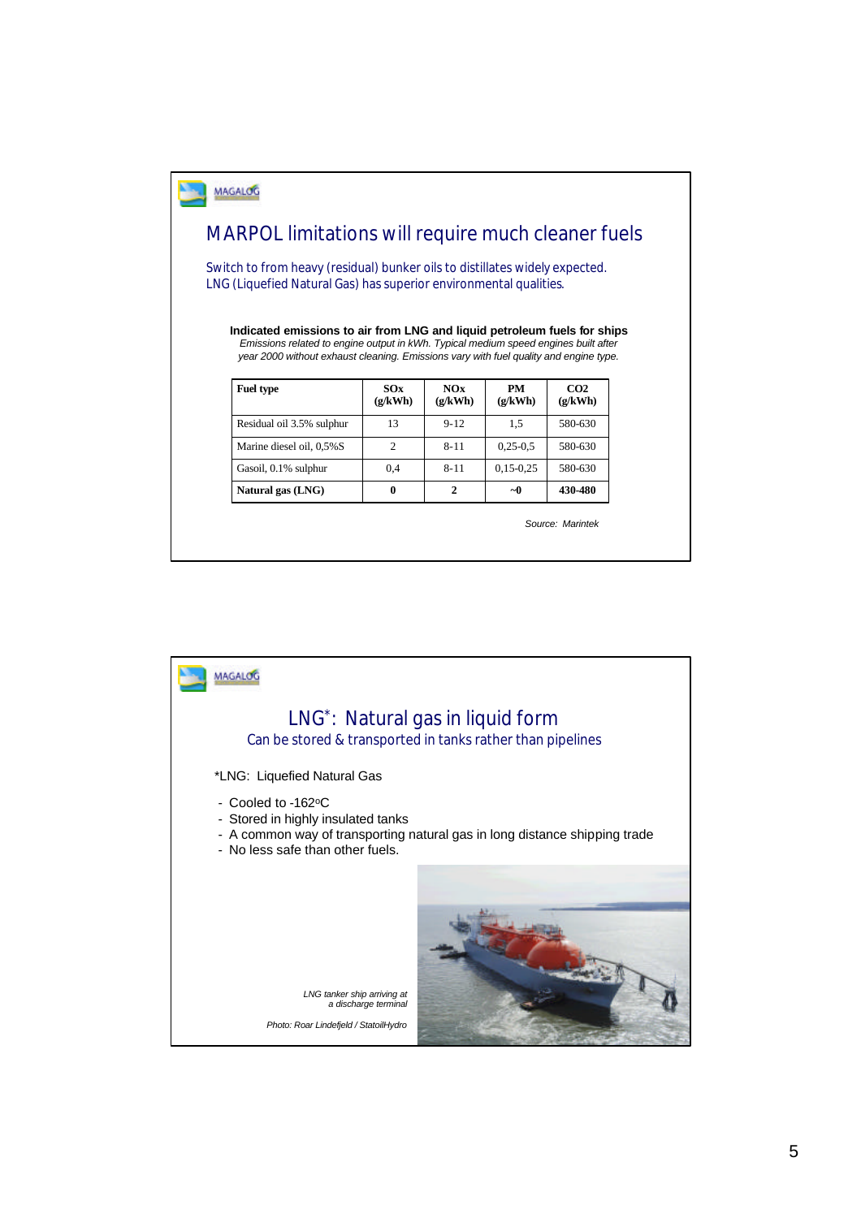## MARPOL limitations will require much cleaner fuels

Switch to from heavy (residual) bunker oils to distillates widely expected.
LNG (Liquefied Natural Gas) has superior environmental qualities.

**Indicated emissions to air from LNG and liquid petroleum fuels for ships**

*Emissions related to engine output in kWh. Typical medium speed engines built after year 2000 without exhaust cleaning. Emissions vary with fuel quality and engine type.*

| Fuel type | SOx (g/kWh) | NOx (g/kWh) | PM (g/kWh) | CO2 (g/kWh) |
|---|---|---|---|---|
| Residual oil 3.5% sulphur | 13 | 9-12 | 1,5 | 580-630 |
| Marine diesel oil, 0,5%S | 2 | 8-11 | 0,25-0,5 | 580-630 |
| Gasoil, 0.1% sulphur | 0,4 | 8-11 | 0,15-0,25 | 580-630 |
| **Natural gas (LNG)** | **0** | **2** | **~0** | **430-480** |

*Source: Marintek*

## LNG*: Natural gas in liquid form

Can be stored & transported in tanks rather than pipelines

*LNG: Liquefied Natural Gas

- Cooled to -162ºC
- Stored in highly insulated tanks
- A common way of transporting natural gas in long distance shipping trade
- No less safe than other fuels.

*LNG tanker ship arriving at a discharge terminal*

*Photo: Roar Lindefjeld / StatoilHydro*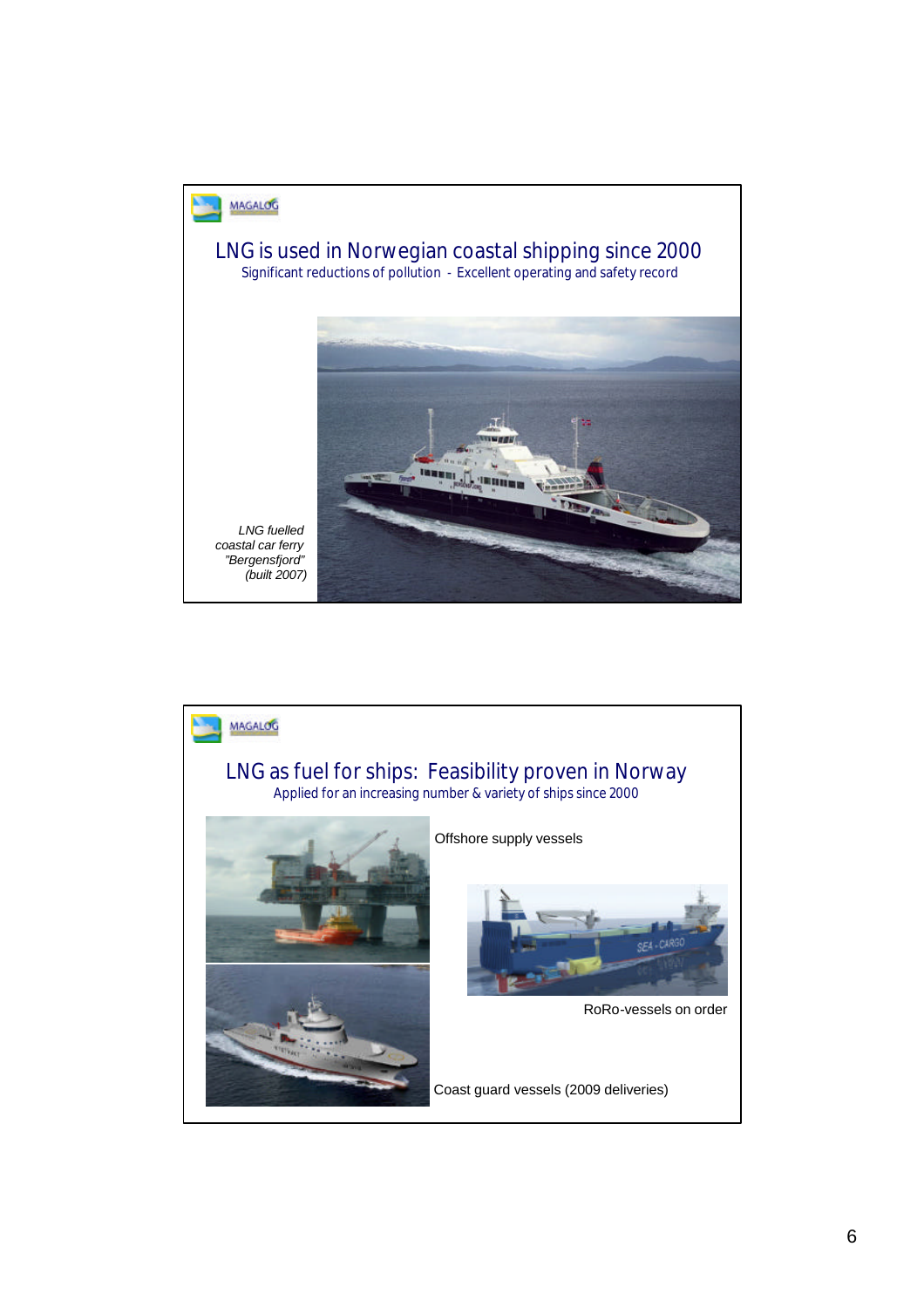MAGALOG

## LNG is used in Norwegian coastal shipping since 2000

Significant reductions of pollution - Excellent operating and safety record

*LNG fuelled coastal car ferry "Bergensfjord" (built 2007)*

MAGALOG

## LNG as fuel for ships: Feasibility proven in Norway

Applied for an increasing number & variety of ships since 2000

Offshore supply vessels

RoRo-vessels on order

Coast guard vessels (2009 deliveries)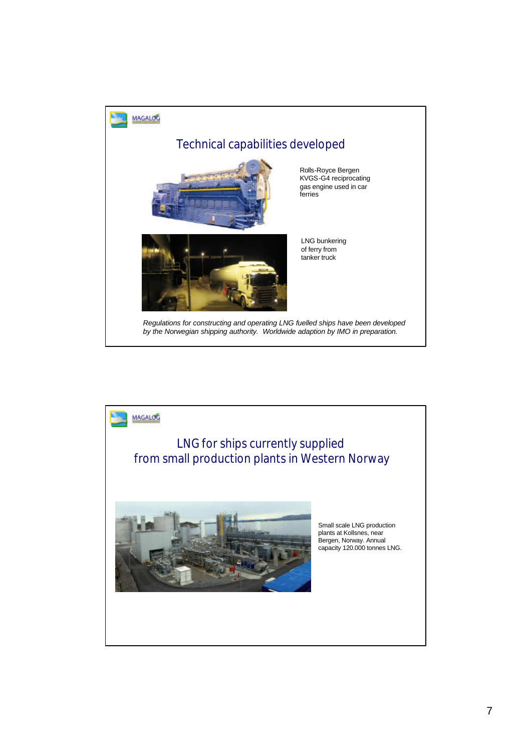MAGALOG

## Technical capabilities developed

Rolls-Royce Bergen KVGS-G4 reciprocating gas engine used in car ferries

LNG bunkering of ferry from tanker truck

*Regulations for constructing and operating LNG fuelled ships have been developed by the Norwegian shipping authority. Worldwide adaption by IMO in preparation.*

MAGALOG

## LNG for ships currently supplied from small production plants in Western Norway

Small scale LNG production plants at Kollsnes, near Bergen, Norway. Annual capacity 120.000 tonnes LNG.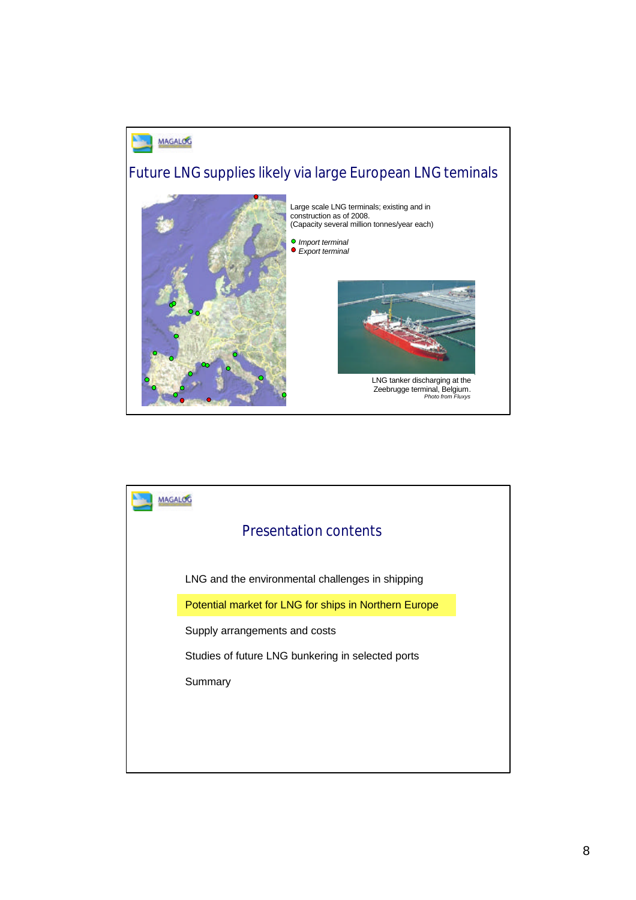MAGALOG

## Future LNG supplies likely via large European LNG teminals

Large scale LNG terminals; existing and in construction as of 2008.
(Capacity several million tonnes/year each)

- *Import terminal*
- *Export terminal*

LNG tanker discharging at the Zeebrugge terminal, Belgium.
*Photo from Fluxys*

---

MAGALOG

## Presentation contents

LNG and the environmental challenges in shipping

Potential market for LNG for ships in Northern Europe

Supply arrangements and costs

Studies of future LNG bunkering in selected ports

Summary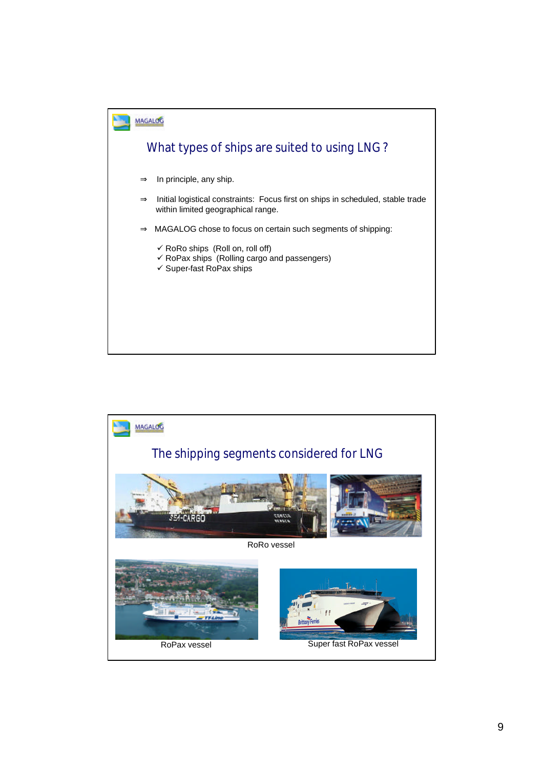## What types of ships are suited to using LNG ?

⇒ In principle, any ship.

⇒ Initial logistical constraints: Focus first on ships in scheduled, stable trade within limited geographical range.

⇒ MAGALOG chose to focus on certain such segments of shipping:

✓ RoRo ships (Roll on, roll off)
✓ RoPax ships (Rolling cargo and passengers)
✓ Super-fast RoPax ships

## The shipping segments considered for LNG

RoRo vessel

RoPax vessel

Super fast RoPax vessel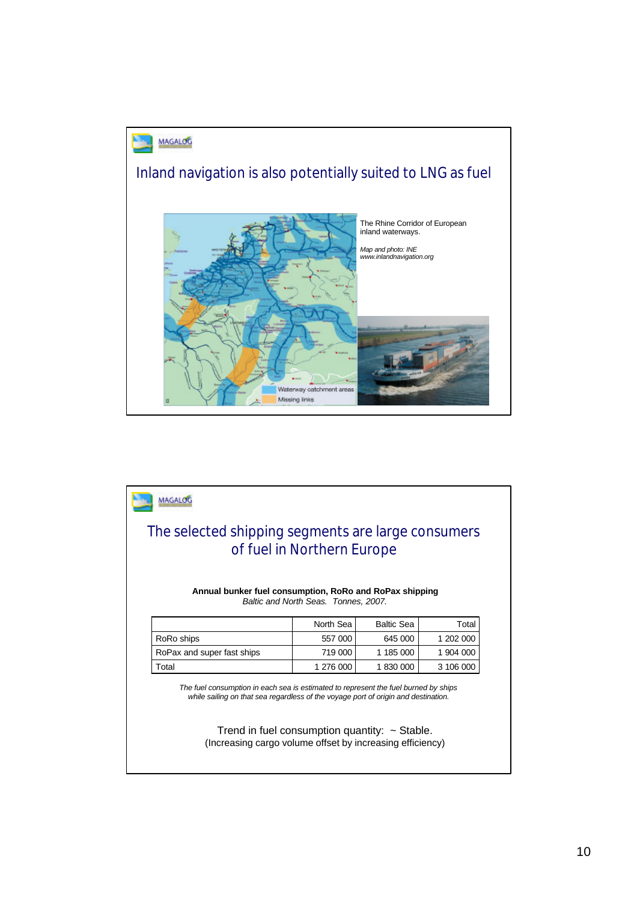## Inland navigation is also potentially suited to LNG as fuel

The Rhine Corridor of European inland waterways.

*Map and photo: INE www.inlandnavigation.org*

## The selected shipping segments are large consumers of fuel in Northern Europe

**Annual bunker fuel consumption, RoRo and RoPax shipping**
*Baltic and North Seas. Tonnes, 2007.*

| | North Sea | Baltic Sea | Total |
|---|---|---|---|
| RoRo ships | 557 000 | 645 000 | 1 202 000 |
| RoPax and super fast ships | 719 000 | 1 185 000 | 1 904 000 |
| Total | 1 276 000 | 1 830 000 | 3 106 000 |

*The fuel consumption in each sea is estimated to represent the fuel burned by ships while sailing on that sea regardless of the voyage port of origin and destination.*

Trend in fuel consumption quantity: ~ Stable.
(Increasing cargo volume offset by increasing efficiency)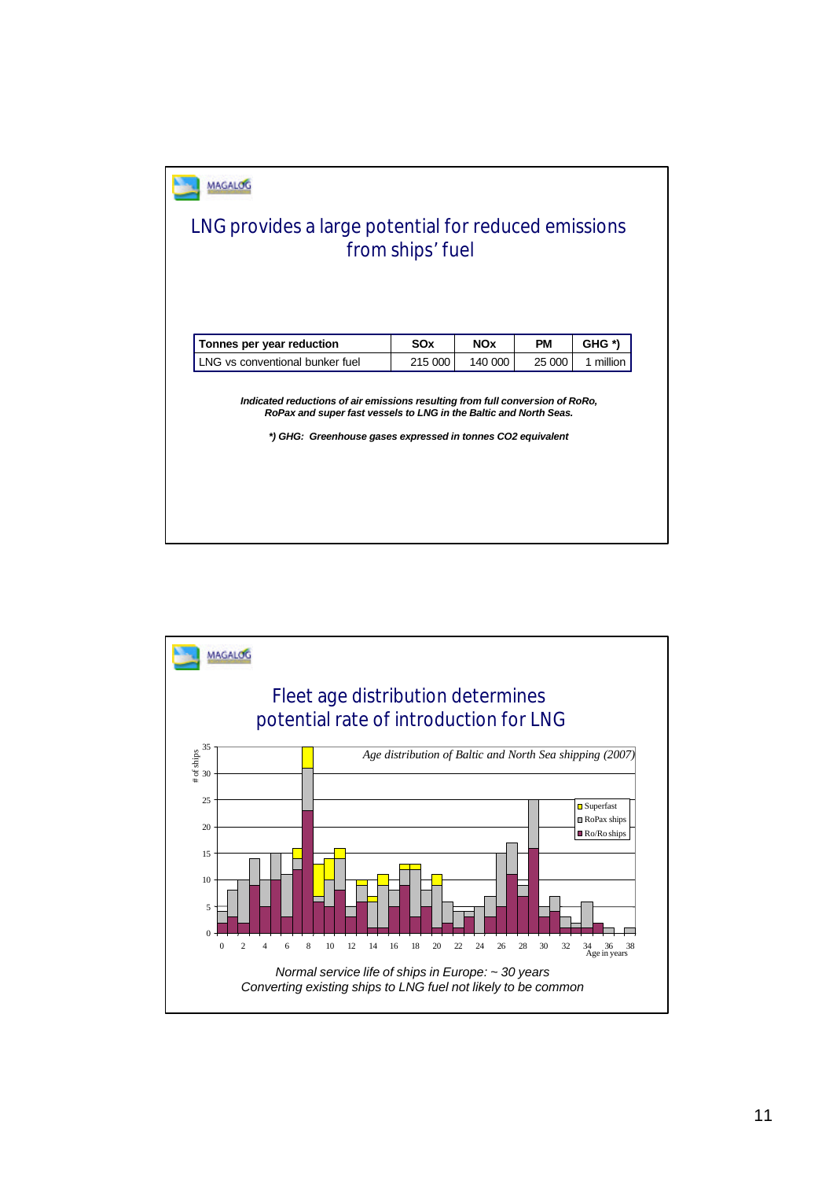MAGALOG

# LNG provides a large potential for reduced emissions from ships' fuel

| Tonnes per year reduction | SOx | NOx | PM | GHG *) |
|---|---|---|---|---|
| LNG vs conventional bunker fuel | 215 000 | 140 000 | 25 000 | 1 million |

***Indicated reductions of air emissions resulting from full conversion of RoRo, RoPax and super fast vessels to LNG in the Baltic and North Seas.***

***\*) GHG: Greenhouse gases expressed in tonnes CO2 equivalent***

MAGALOG

# Fleet age distribution determines potential rate of introduction for LNG

*Age distribution of Baltic and North Sea shipping (2007)*

# of ships

Superfast
RoPax ships
Ro/Ro ships

Age in years

*Normal service life of ships in Europe: ~ 30 years*
*Converting existing ships to LNG fuel not likely to be common*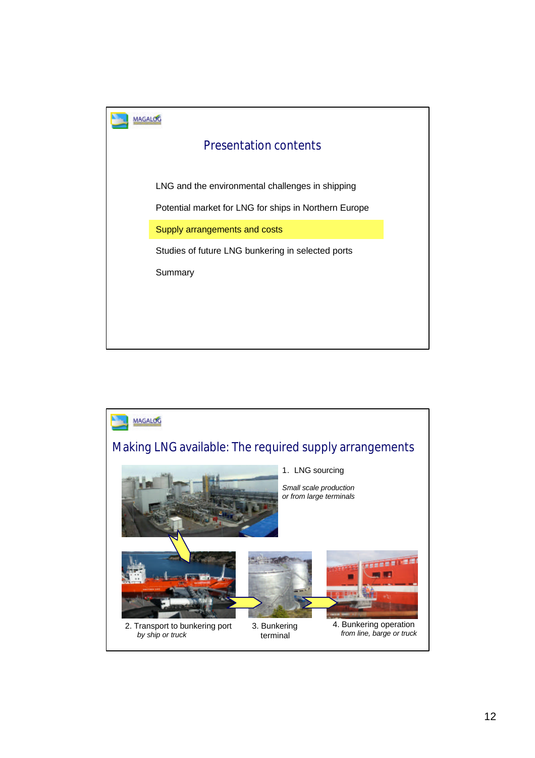## Presentation contents

- LNG and the environmental challenges in shipping
- Potential market for LNG for ships in Northern Europe
- **Supply arrangements and costs**
- Studies of future LNG bunkering in selected ports
- Summary

## Making LNG available: The required supply arrangements

1. LNG sourcing

   *Small scale production or from large terminals*

2. Transport to bunkering port

   *by ship or truck*

3. Bunkering terminal

4. Bunkering operation

   *from line, barge or truck*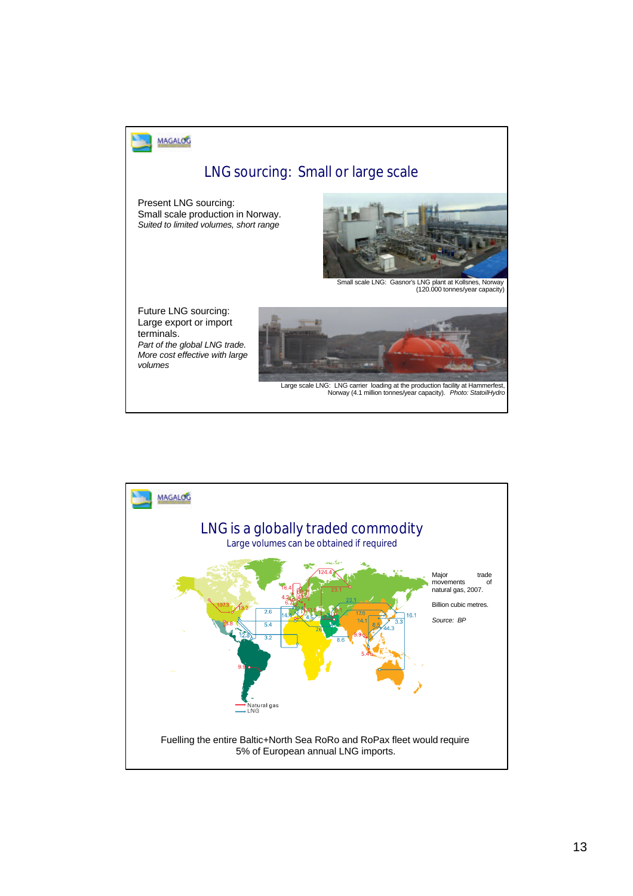## LNG sourcing: Small or large scale

Present LNG sourcing:
Small scale production in Norway.
*Suited to limited volumes, short range*

Small scale LNG: Gasnor's LNG plant at Kollsnes, Norway (120.000 tonnes/year capacity)

Future LNG sourcing:
Large export or import terminals.
*Part of the global LNG trade.*
*More cost effective with large volumes*

Large scale LNG: LNG carrier loading at the production facility at Hammerfest, Norway (4.1 million tonnes/year capacity). *Photo: StatoilHydro*

## LNG is a globally traded commodity

Large volumes can be obtained if required

Major trade movements of natural gas, 2007.

Billion cubic metres.

*Source: BP*

Natural gas
LNG

Fuelling the entire Baltic+North Sea RoRo and RoPax fleet would require 5% of European annual LNG imports.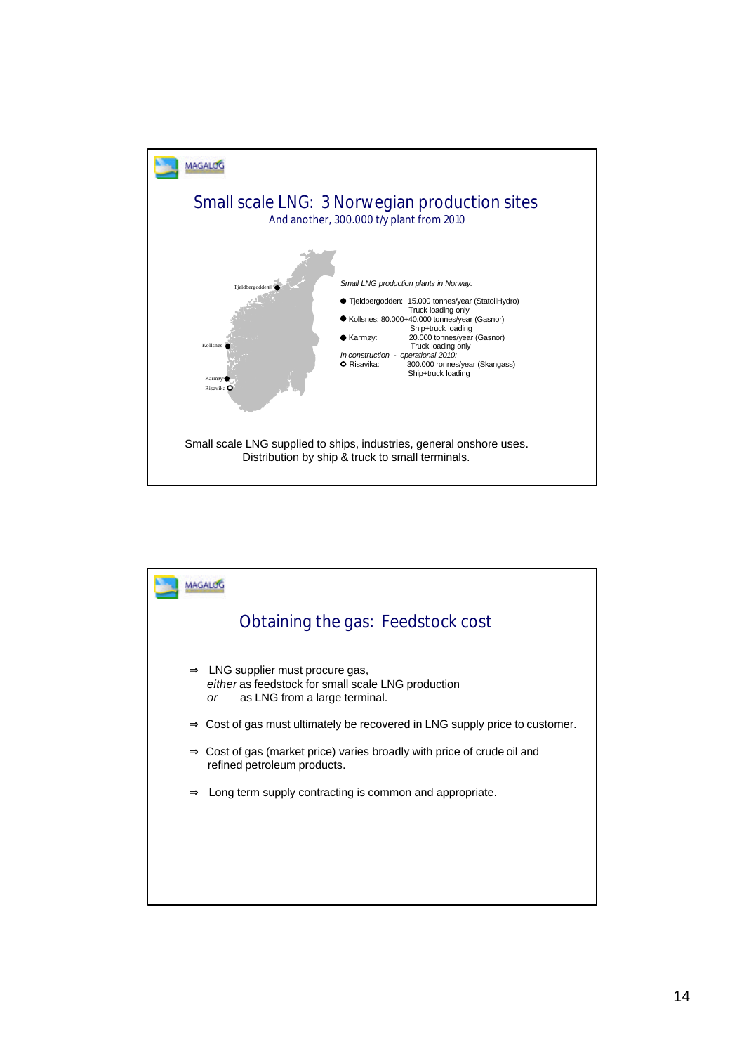## Small scale LNG: 3 Norwegian production sites

And another, 300.000 t/y plant from 2010

Tjeldbergodden

Kollsnes

Karmøy

Risavika

*Small LNG production plants in Norway.*

- Tjeldbergodden: 15.000 tonnes/year (StatoilHydro)
  Truck loading only
- Kollsnes: 80.000+40.000 tonnes/year (Gasnor)
  Ship+truck loading
- Karmøy: 20.000 tonnes/year (Gasnor)
  Truck loading only

*In construction - operational 2010:*

- Risavika: 300.000 ronnes/year (Skangass)
  Ship+truck loading

Small scale LNG supplied to ships, industries, general onshore uses.
Distribution by ship & truck to small terminals.

## Obtaining the gas: Feedstock cost

⇒ LNG supplier must procure gas,
*either* as feedstock for small scale LNG production
*or* as LNG from a large terminal.

⇒ Cost of gas must ultimately be recovered in LNG supply price to customer.

⇒ Cost of gas (market price) varies broadly with price of crude oil and refined petroleum products.

⇒ Long term supply contracting is common and appropriate.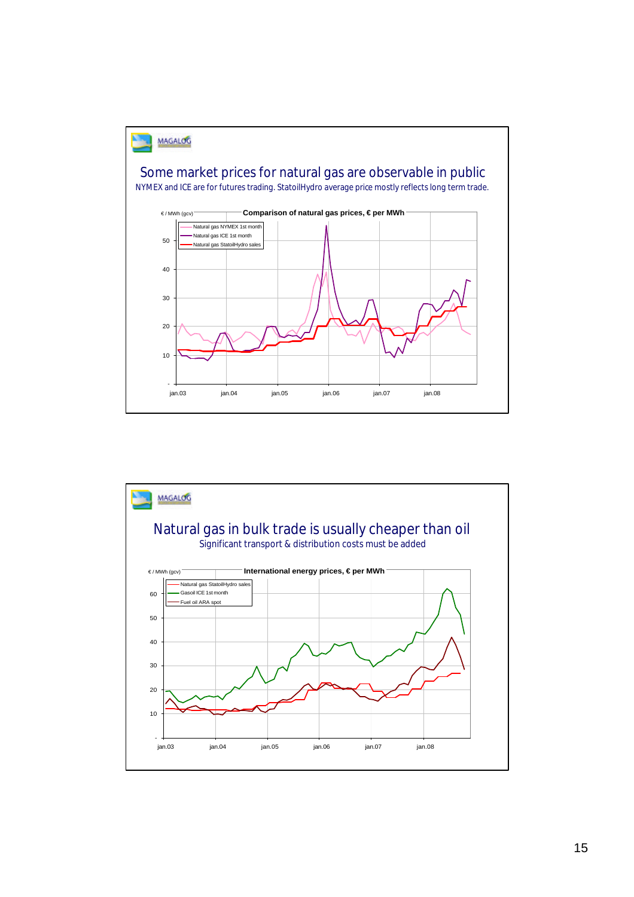## Some market prices for natural gas are observable in public

NYMEX and ICE are for futures trading. StatoilHydro average price mostly reflects long term trade.

**Comparison of natural gas prices, € per MWh**

€ / MWh (gcv)

- Natural gas NYMEX 1st month
- Natural gas ICE 1st month
- Natural gas StatoilHydro sales

## Natural gas in bulk trade is usually cheaper than oil

Significant transport & distribution costs must be added

**International energy prices, € per MWh**

€ / MWh (gcv)

- Natural gas StatoilHydro sales
- Gasoil ICE 1st month
- Fuel oil ARA spot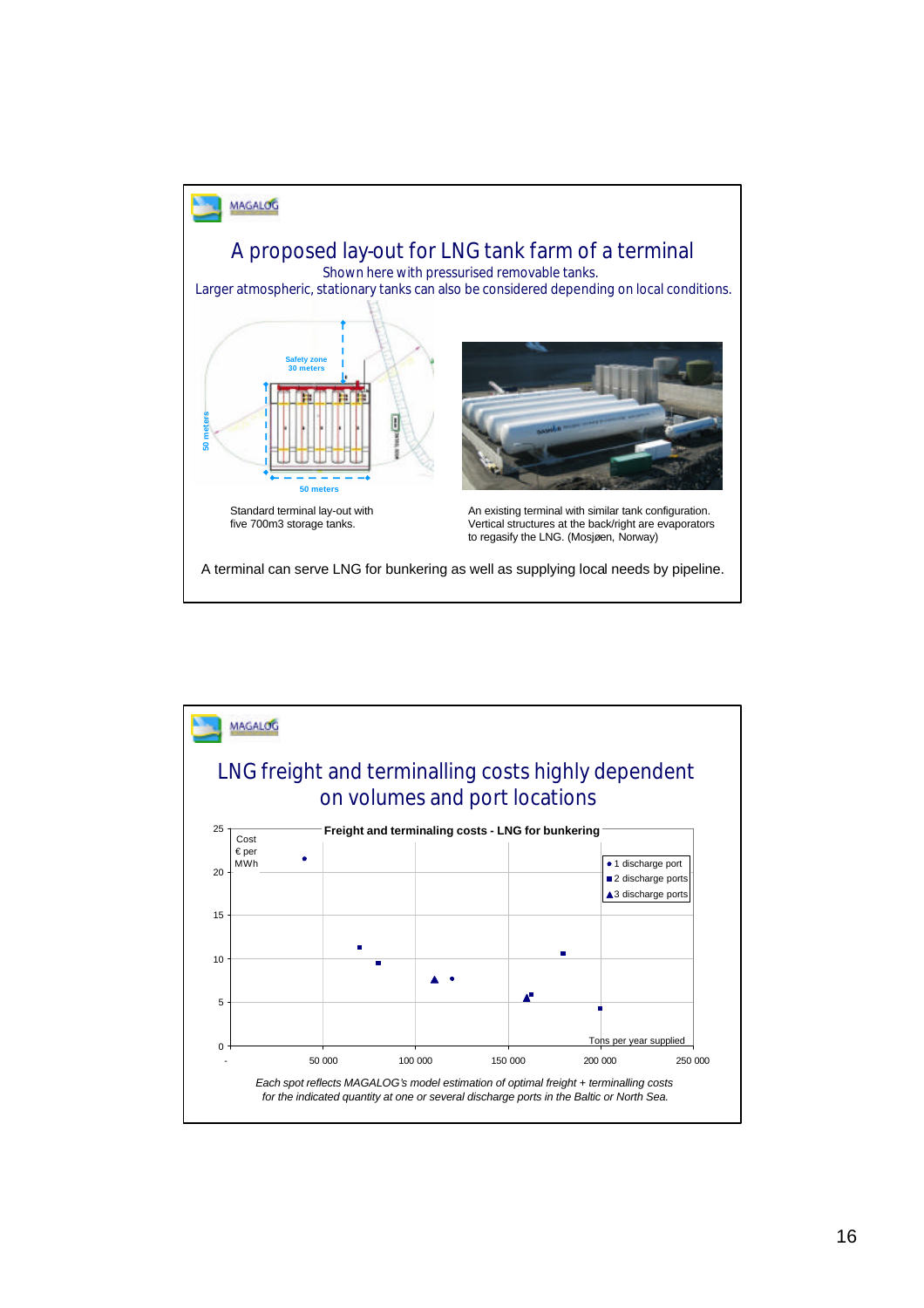## A proposed lay-out for LNG tank farm of a terminal

Shown here with pressurised removable tanks.

Larger atmospheric, stationary tanks can also be considered depending on local conditions.

Safety zone 30 meters

50 meters

50 meters

Standard terminal lay-out with five 700m3 storage tanks.

An existing terminal with similar tank configuration. Vertical structures at the back/right are evaporators to regasify the LNG. (Mosjøen, Norway)

A terminal can serve LNG for bunkering as well as supplying local needs by pipeline.

## LNG freight and terminalling costs highly dependent on volumes and port locations

**Freight and terminaling costs - LNG for bunkering**

Cost € per MWh

Legend: ● 1 discharge port; ■ 2 discharge ports; ▲ 3 discharge ports

Y-axis: 0, 5, 10, 15, 20, 25

X-axis: -, 50 000, 100 000, 150 000, 200 000, 250 000 — Tons per year supplied

*Each spot reflects MAGALOG's model estimation of optimal freight + terminalling costs for the indicated quantity at one or several discharge ports in the Baltic or North Sea.*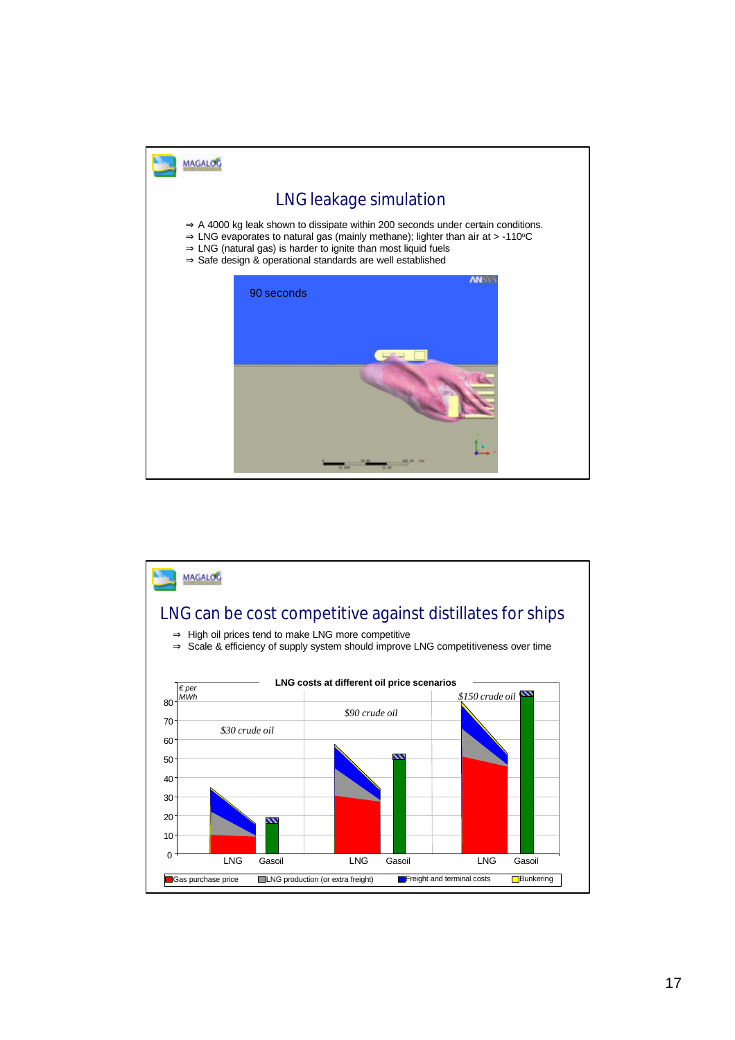## LNG leakage simulation

- ⇒ A 4000 kg leak shown to dissipate within 200 seconds under certain conditions.
- ⇒ LNG evaporates to natural gas (mainly methane); lighter than air at > -110ºC
- ⇒ LNG (natural gas) is harder to ignite than most liquid fuels
- ⇒ Safe design & operational standards are well established

## LNG can be cost competitive against distillates for ships

- ⇒ High oil prices tend to make LNG more competitive
- ⇒ Scale & efficiency of supply system should improve LNG competitiveness over time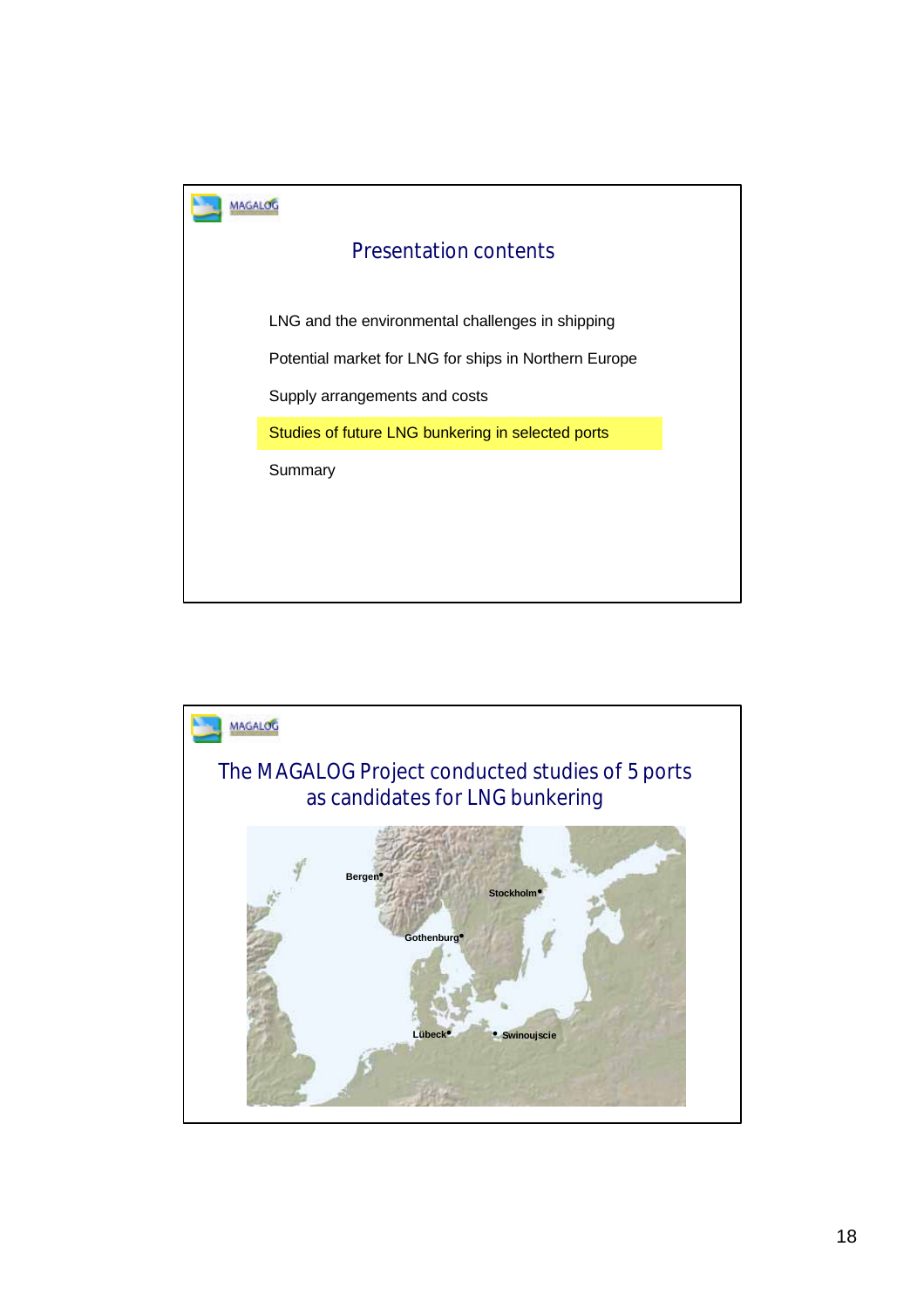MAGALOG

## Presentation contents

- LNG and the environmental challenges in shipping
- Potential market for LNG for ships in Northern Europe
- Supply arrangements and costs
- Studies of future LNG bunkering in selected ports
- Summary

MAGALOG

## The MAGALOG Project conducted studies of 5 ports as candidates for LNG bunkering

Bergen

Stockholm

Gothenburg

Lübeck

Swinoujscie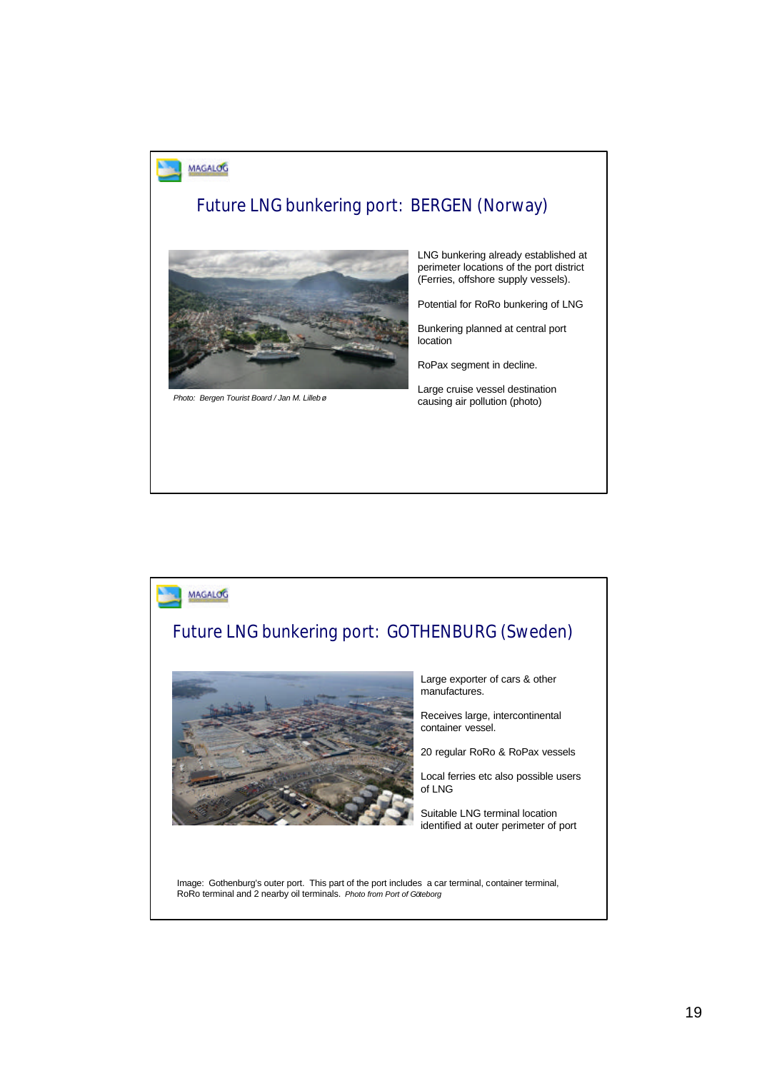MAGALOG

## Future LNG bunkering port: BERGEN (Norway)

Photo: Bergen Tourist Board / Jan M. Lillebø

LNG bunkering already established at perimeter locations of the port district (Ferries, offshore supply vessels).

Potential for RoRo bunkering of LNG

Bunkering planned at central port location

RoPax segment in decline.

Large cruise vessel destination causing air pollution (photo)

MAGALOG

## Future LNG bunkering port: GOTHENBURG (Sweden)

Large exporter of cars & other manufactures.

Receives large, intercontinental container vessel.

20 regular RoRo & RoPax vessels

Local ferries etc also possible users of LNG

Suitable LNG terminal location identified at outer perimeter of port

Image: Gothenburg's outer port. This part of the port includes a car terminal, container terminal, RoRo terminal and 2 nearby oil terminals. *Photo from Port of Göteborg*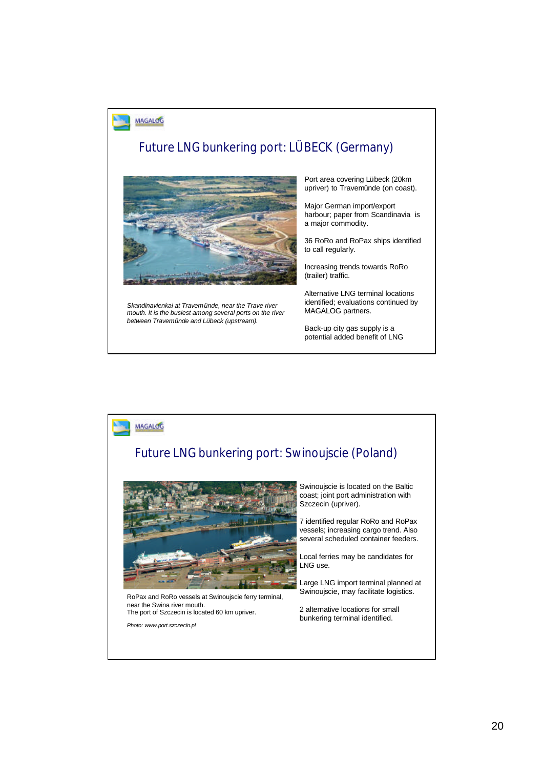MAGALOG

## Future LNG bunkering port: LÜBECK (Germany)

*Skandinavienkai at Travemünde, near the Trave river mouth. It is the busiest among several ports on the river between Travemünde and Lübeck (upstream).*

Port area covering Lübeck (20km upriver) to Travemünde (on coast).

Major German import/export harbour; paper from Scandinavia is a major commodity.

36 RoRo and RoPax ships identified to call regularly.

Increasing trends towards RoRo (trailer) traffic.

Alternative LNG terminal locations identified; evaluations continued by MAGALOG partners.

Back-up city gas supply is a potential added benefit of LNG

MAGALOG

## Future LNG bunkering port: Swinoujscie (Poland)

RoPax and RoRo vessels at Swinoujscie ferry terminal, near the Swina river mouth.
The port of Szczecin is located 60 km upriver.

*Photo: www.port.szczecin.pl*

Swinoujscie is located on the Baltic coast; joint port administration with Szczecin (upriver).

7 identified regular RoRo and RoPax vessels; increasing cargo trend. Also several scheduled container feeders.

Local ferries may be candidates for LNG use.

Large LNG import terminal planned at Swinoujscie, may facilitate logistics.

2 alternative locations for small bunkering terminal identified.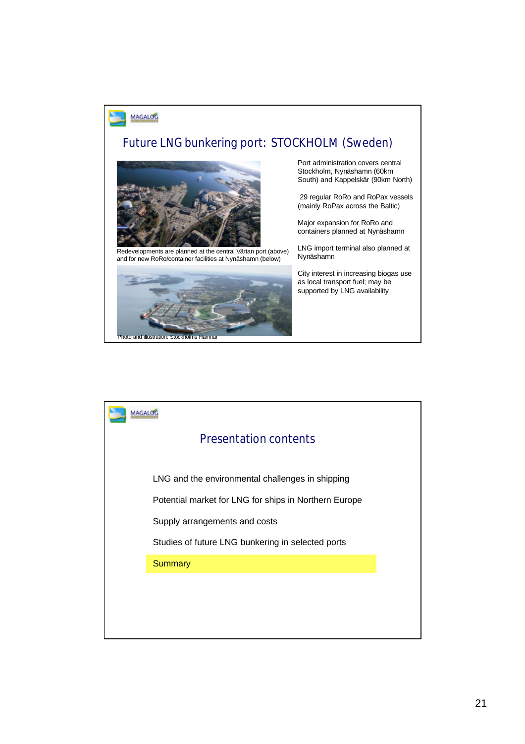MAGALOG

## Future LNG bunkering port: STOCKHOLM (Sweden)

Redevelopments are planned at the central Värtan port (above) and for new RoRo/container facilities at Nynäshamn (below)

Photo and illustration: Stockholms Hamnar

- Port administration covers central Stockholm, Nynäshamn (60km South) and Kappelskär (90km North)
- 29 regular RoRo and RoPax vessels (mainly RoPax across the Baltic)
- Major expansion for RoRo and containers planned at Nynäshamn
- LNG import terminal also planned at Nynäshamn
- City interest in increasing biogas use as local transport fuel; may be supported by LNG availability

MAGALOG

## Presentation contents

- LNG and the environmental challenges in shipping
- Potential market for LNG for ships in Northern Europe
- Supply arrangements and costs
- Studies of future LNG bunkering in selected ports
- Summary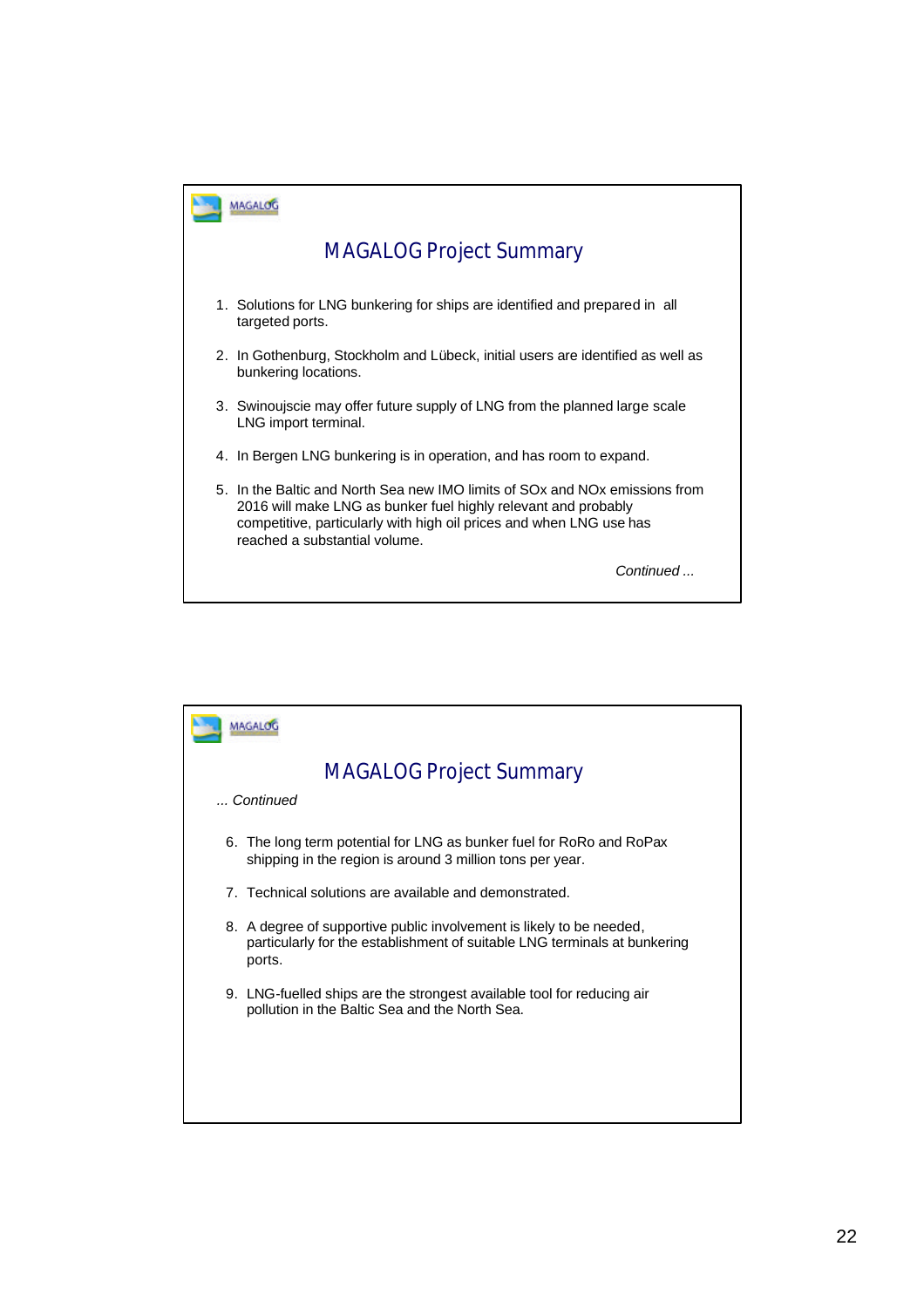MAGALOG

## MAGALOG Project Summary

1. Solutions for LNG bunkering for ships are identified and prepared in all targeted ports.
2. In Gothenburg, Stockholm and Lübeck, initial users are identified as well as bunkering locations.
3. Swinoujscie may offer future supply of LNG from the planned large scale LNG import terminal.
4. In Bergen LNG bunkering is in operation, and has room to expand.
5. In the Baltic and North Sea new IMO limits of SOx and NOx emissions from 2016 will make LNG as bunker fuel highly relevant and probably competitive, particularly with high oil prices and when LNG use has reached a substantial volume.

*Continued ...*

MAGALOG

## MAGALOG Project Summary

*... Continued*

6. The long term potential for LNG as bunker fuel for RoRo and RoPax shipping in the region is around 3 million tons per year.
7. Technical solutions are available and demonstrated.
8. A degree of supportive public involvement is likely to be needed, particularly for the establishment of suitable LNG terminals at bunkering ports.
9. LNG-fuelled ships are the strongest available tool for reducing air pollution in the Baltic Sea and the North Sea.